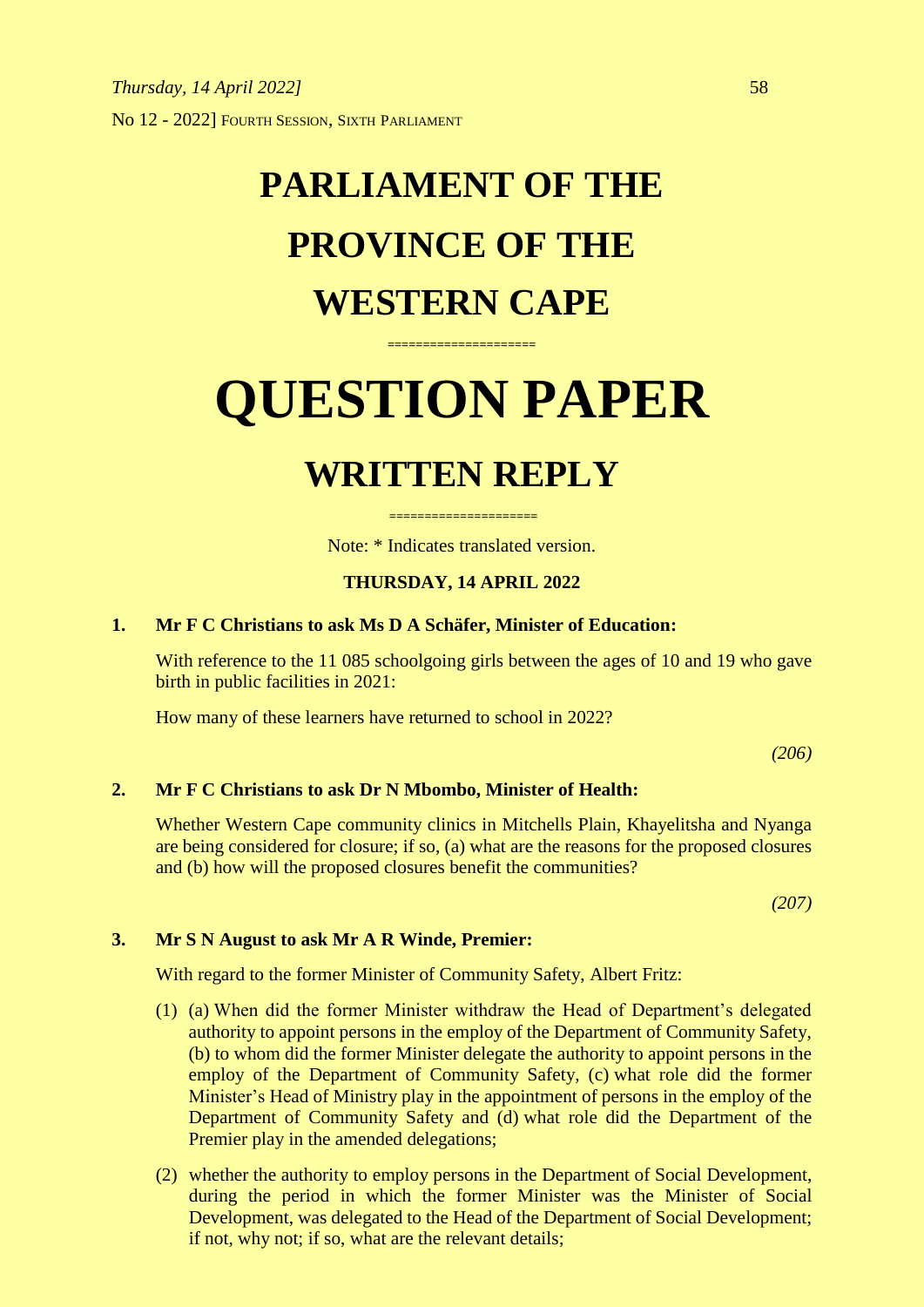# PARLIAMENT OF THE PROVINCE OF THE WESTERN CAPE

====================

# QUESTION PAPER

## WRITTEN REPLY

====================

Note: * Indicates translated version.

**THURSDAY, 14 APRIL 2022**

**1. Mr F C Christians to ask Ms D A Schäfer, Minister of Education:**

With reference to the 11 085 schoolgoing girls between the ages of 10 and 19 who gave birth in public facilities in 2021:

How many of these learners have returned to school in 2022?

*(206)*

**2. Mr F C Christians to ask Dr N Mbombo, Minister of Health:**

Whether Western Cape community clinics in Mitchells Plain, Khayelitsha and Nyanga are being considered for closure; if so, (a) what are the reasons for the proposed closures and (b) how will the proposed closures benefit the communities?

*(207)*

**3. Mr S N August to ask Mr A R Winde, Premier:**

With regard to the former Minister of Community Safety, Albert Fritz:

(1) (a) When did the former Minister withdraw the Head of Department's delegated authority to appoint persons in the employ of the Department of Community Safety, (b) to whom did the former Minister delegate the authority to appoint persons in the employ of the Department of Community Safety, (c) what role did the former Minister's Head of Ministry play in the appointment of persons in the employ of the Department of Community Safety and (d) what role did the Department of the Premier play in the amended delegations;

(2) whether the authority to employ persons in the Department of Social Development, during the period in which the former Minister was the Minister of Social Development, was delegated to the Head of the Department of Social Development; if not, why not; if so, what are the relevant details;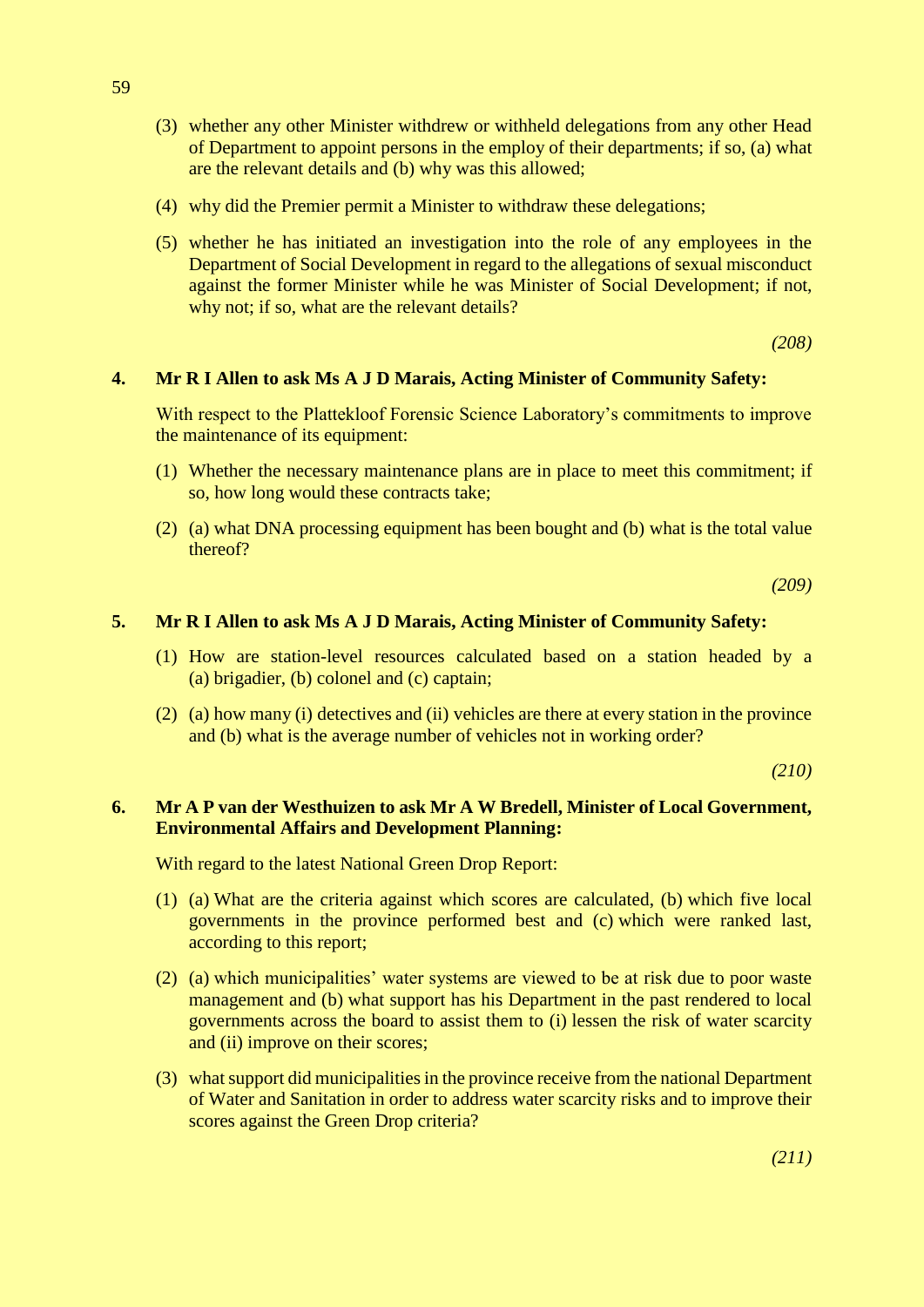(3) whether any other Minister withdrew or withheld delegations from any other Head of Department to appoint persons in the employ of their departments; if so, (a) what are the relevant details and (b) why was this allowed;

(4) why did the Premier permit a Minister to withdraw these delegations;

(5) whether he has initiated an investigation into the role of any employees in the Department of Social Development in regard to the allegations of sexual misconduct against the former Minister while he was Minister of Social Development; if not, why not; if so, what are the relevant details?

*(208)*

**4. Mr R I Allen to ask Ms A J D Marais, Acting Minister of Community Safety:**

With respect to the Plattekloof Forensic Science Laboratory's commitments to improve the maintenance of its equipment:

(1) Whether the necessary maintenance plans are in place to meet this commitment; if so, how long would these contracts take;

(2) (a) what DNA processing equipment has been bought and (b) what is the total value thereof?

*(209)*

**5. Mr R I Allen to ask Ms A J D Marais, Acting Minister of Community Safety:**

(1) How are station-level resources calculated based on a station headed by a (a) brigadier, (b) colonel and (c) captain;

(2) (a) how many (i) detectives and (ii) vehicles are there at every station in the province and (b) what is the average number of vehicles not in working order?

*(210)*

**6. Mr A P van der Westhuizen to ask Mr A W Bredell, Minister of Local Government, Environmental Affairs and Development Planning:**

With regard to the latest National Green Drop Report:

(1) (a) What are the criteria against which scores are calculated, (b) which five local governments in the province performed best and (c) which were ranked last, according to this report;

(2) (a) which municipalities' water systems are viewed to be at risk due to poor waste management and (b) what support has his Department in the past rendered to local governments across the board to assist them to (i) lessen the risk of water scarcity and (ii) improve on their scores;

(3) what support did municipalities in the province receive from the national Department of Water and Sanitation in order to address water scarcity risks and to improve their scores against the Green Drop criteria?

*(211)*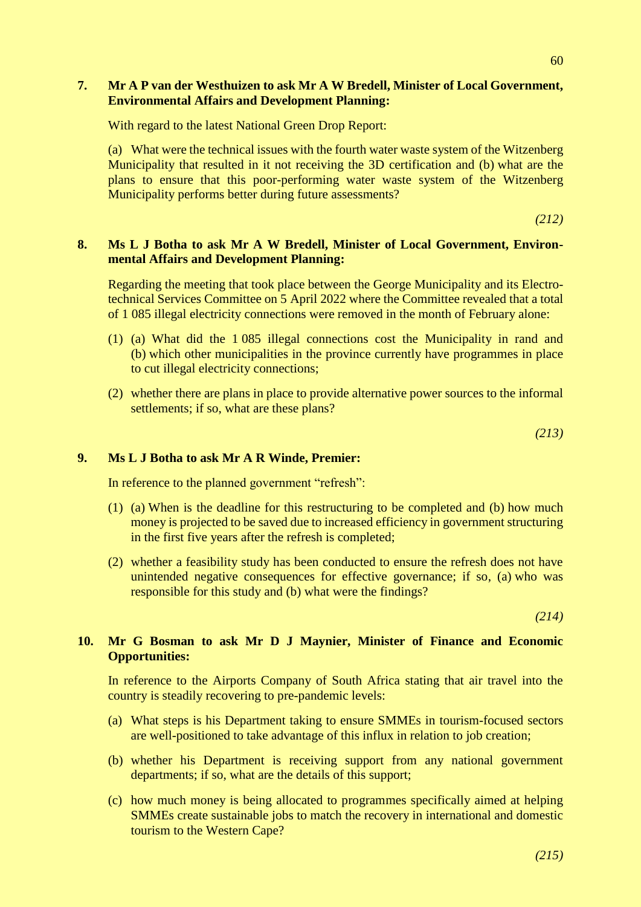**7. Mr A P van der Westhuizen to ask Mr A W Bredell, Minister of Local Government, Environmental Affairs and Development Planning:**

With regard to the latest National Green Drop Report:

(a) What were the technical issues with the fourth water waste system of the Witzenberg Municipality that resulted in it not receiving the 3D certification and (b) what are the plans to ensure that this poor-performing water waste system of the Witzenberg Municipality performs better during future assessments?

*(212)*

**8. Ms L J Botha to ask Mr A W Bredell, Minister of Local Government, Environmental Affairs and Development Planning:**

Regarding the meeting that took place between the George Municipality and its Electrotechnical Services Committee on 5 April 2022 where the Committee revealed that a total of 1 085 illegal electricity connections were removed in the month of February alone:

(1) (a) What did the 1 085 illegal connections cost the Municipality in rand and (b) which other municipalities in the province currently have programmes in place to cut illegal electricity connections;

(2) whether there are plans in place to provide alternative power sources to the informal settlements; if so, what are these plans?

*(213)*

**9. Ms L J Botha to ask Mr A R Winde, Premier:**

In reference to the planned government "refresh":

(1) (a) When is the deadline for this restructuring to be completed and (b) how much money is projected to be saved due to increased efficiency in government structuring in the first five years after the refresh is completed;

(2) whether a feasibility study has been conducted to ensure the refresh does not have unintended negative consequences for effective governance; if so, (a) who was responsible for this study and (b) what were the findings?

*(214)*

**10. Mr G Bosman to ask Mr D J Maynier, Minister of Finance and Economic Opportunities:**

In reference to the Airports Company of South Africa stating that air travel into the country is steadily recovering to pre-pandemic levels:

(a) What steps is his Department taking to ensure SMMEs in tourism-focused sectors are well-positioned to take advantage of this influx in relation to job creation;

(b) whether his Department is receiving support from any national government departments; if so, what are the details of this support;

(c) how much money is being allocated to programmes specifically aimed at helping SMMEs create sustainable jobs to match the recovery in international and domestic tourism to the Western Cape?

*(215)*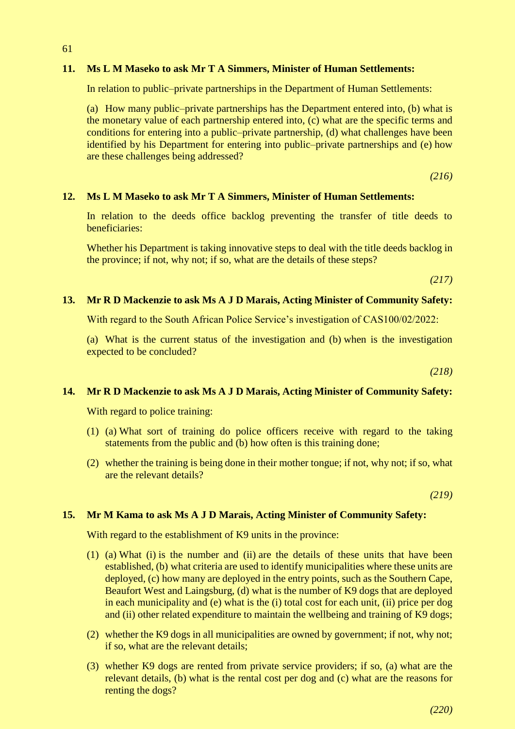**11. Ms L M Maseko to ask Mr T A Simmers, Minister of Human Settlements:**

In relation to public–private partnerships in the Department of Human Settlements:

(a) How many public–private partnerships has the Department entered into, (b) what is the monetary value of each partnership entered into, (c) what are the specific terms and conditions for entering into a public–private partnership, (d) what challenges have been identified by his Department for entering into public–private partnerships and (e) how are these challenges being addressed?

*(216)*

**12. Ms L M Maseko to ask Mr T A Simmers, Minister of Human Settlements:**

In relation to the deeds office backlog preventing the transfer of title deeds to beneficiaries:

Whether his Department is taking innovative steps to deal with the title deeds backlog in the province; if not, why not; if so, what are the details of these steps?

*(217)*

**13. Mr R D Mackenzie to ask Ms A J D Marais, Acting Minister of Community Safety:**

With regard to the South African Police Service's investigation of CAS100/02/2022:

(a) What is the current status of the investigation and (b) when is the investigation expected to be concluded?

*(218)*

**14. Mr R D Mackenzie to ask Ms A J D Marais, Acting Minister of Community Safety:**

With regard to police training:

(1) (a) What sort of training do police officers receive with regard to the taking statements from the public and (b) how often is this training done;

(2) whether the training is being done in their mother tongue; if not, why not; if so, what are the relevant details?

*(219)*

**15. Mr M Kama to ask Ms A J D Marais, Acting Minister of Community Safety:**

With regard to the establishment of K9 units in the province:

(1) (a) What (i) is the number and (ii) are the details of these units that have been established, (b) what criteria are used to identify municipalities where these units are deployed, (c) how many are deployed in the entry points, such as the Southern Cape, Beaufort West and Laingsburg, (d) what is the number of K9 dogs that are deployed in each municipality and (e) what is the (i) total cost for each unit, (ii) price per dog and (ii) other related expenditure to maintain the wellbeing and training of K9 dogs;

(2) whether the K9 dogs in all municipalities are owned by government; if not, why not; if so, what are the relevant details;

(3) whether K9 dogs are rented from private service providers; if so, (a) what are the relevant details, (b) what is the rental cost per dog and (c) what are the reasons for renting the dogs?

*(220)*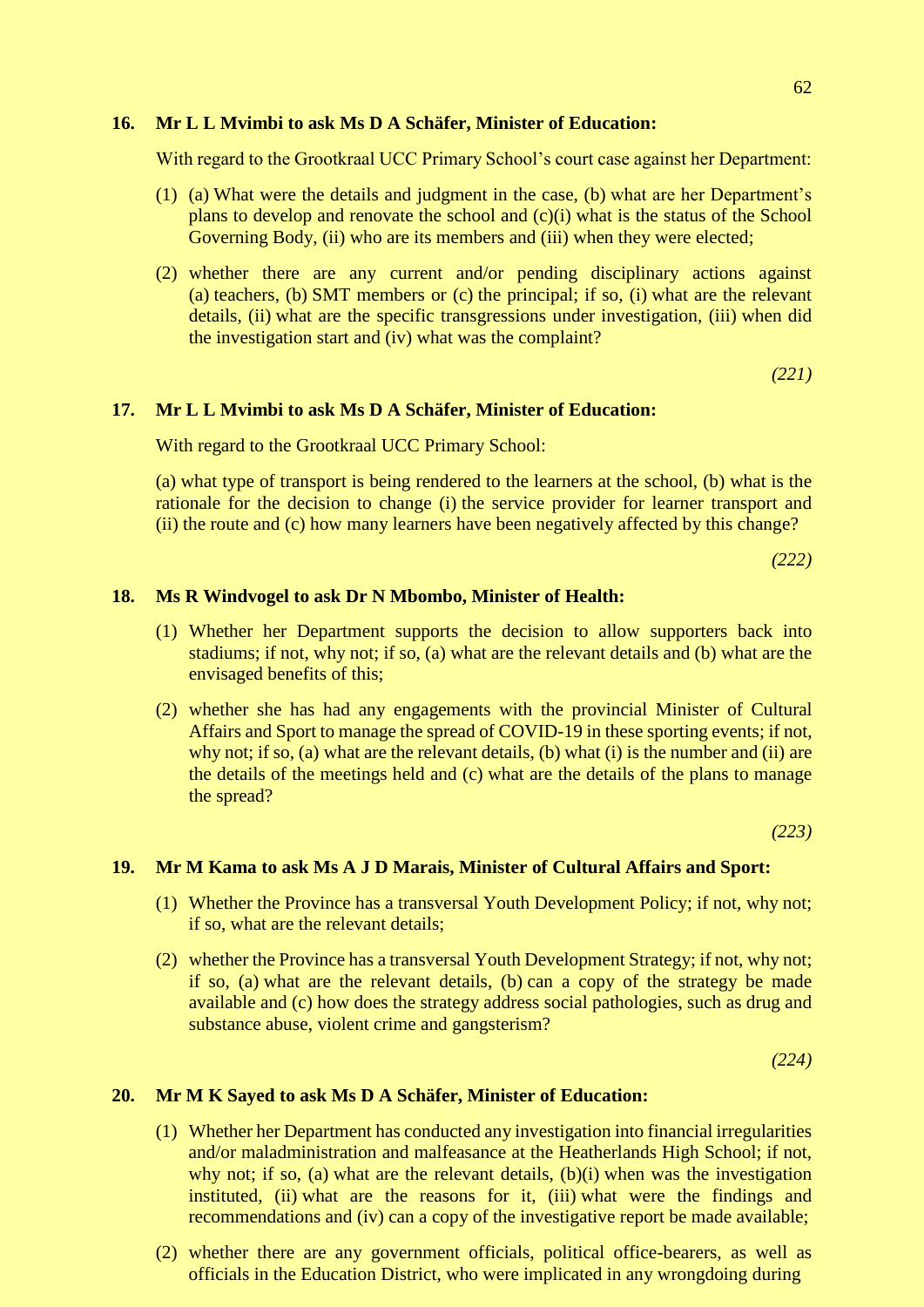**16. Mr L L Mvimbi to ask Ms D A Schäfer, Minister of Education:**

With regard to the Grootkraal UCC Primary School's court case against her Department:

(1) (a) What were the details and judgment in the case, (b) what are her Department's plans to develop and renovate the school and (c)(i) what is the status of the School Governing Body, (ii) who are its members and (iii) when they were elected;

(2) whether there are any current and/or pending disciplinary actions against (a) teachers, (b) SMT members or (c) the principal; if so, (i) what are the relevant details, (ii) what are the specific transgressions under investigation, (iii) when did the investigation start and (iv) what was the complaint?

*(221)*

**17. Mr L L Mvimbi to ask Ms D A Schäfer, Minister of Education:**

With regard to the Grootkraal UCC Primary School:

(a) what type of transport is being rendered to the learners at the school, (b) what is the rationale for the decision to change (i) the service provider for learner transport and (ii) the route and (c) how many learners have been negatively affected by this change?

*(222)*

**18. Ms R Windvogel to ask Dr N Mbombo, Minister of Health:**

(1) Whether her Department supports the decision to allow supporters back into stadiums; if not, why not; if so, (a) what are the relevant details and (b) what are the envisaged benefits of this;

(2) whether she has had any engagements with the provincial Minister of Cultural Affairs and Sport to manage the spread of COVID-19 in these sporting events; if not, why not; if so, (a) what are the relevant details, (b) what (i) is the number and (ii) are the details of the meetings held and (c) what are the details of the plans to manage the spread?

*(223)*

**19. Mr M Kama to ask Ms A J D Marais, Minister of Cultural Affairs and Sport:**

(1) Whether the Province has a transversal Youth Development Policy; if not, why not; if so, what are the relevant details;

(2) whether the Province has a transversal Youth Development Strategy; if not, why not; if so, (a) what are the relevant details, (b) can a copy of the strategy be made available and (c) how does the strategy address social pathologies, such as drug and substance abuse, violent crime and gangsterism?

*(224)*

**20. Mr M K Sayed to ask Ms D A Schäfer, Minister of Education:**

(1) Whether her Department has conducted any investigation into financial irregularities and/or maladministration and malfeasance at the Heatherlands High School; if not, why not; if so, (a) what are the relevant details, (b)(i) when was the investigation instituted, (ii) what are the reasons for it, (iii) what were the findings and recommendations and (iv) can a copy of the investigative report be made available;

(2) whether there are any government officials, political office-bearers, as well as officials in the Education District, who were implicated in any wrongdoing during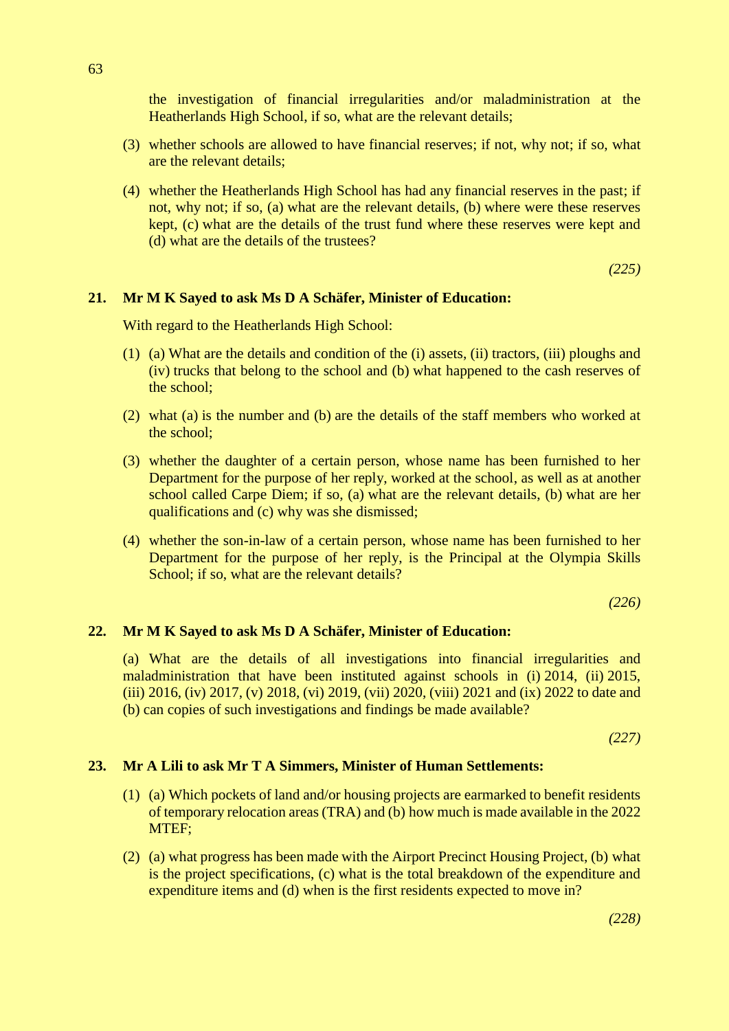the investigation of financial irregularities and/or maladministration at the Heatherlands High School, if so, what are the relevant details;

(3) whether schools are allowed to have financial reserves; if not, why not; if so, what are the relevant details;

(4) whether the Heatherlands High School has had any financial reserves in the past; if not, why not; if so, (a) what are the relevant details, (b) where were these reserves kept, (c) what are the details of the trust fund where these reserves were kept and (d) what are the details of the trustees?

*(225)*

**21. Mr M K Sayed to ask Ms D A Schäfer, Minister of Education:**

With regard to the Heatherlands High School:

(1) (a) What are the details and condition of the (i) assets, (ii) tractors, (iii) ploughs and (iv) trucks that belong to the school and (b) what happened to the cash reserves of the school;

(2) what (a) is the number and (b) are the details of the staff members who worked at the school;

(3) whether the daughter of a certain person, whose name has been furnished to her Department for the purpose of her reply, worked at the school, as well as at another school called Carpe Diem; if so, (a) what are the relevant details, (b) what are her qualifications and (c) why was she dismissed;

(4) whether the son-in-law of a certain person, whose name has been furnished to her Department for the purpose of her reply, is the Principal at the Olympia Skills School; if so, what are the relevant details?

*(226)*

**22. Mr M K Sayed to ask Ms D A Schäfer, Minister of Education:**

(a) What are the details of all investigations into financial irregularities and maladministration that have been instituted against schools in (i) 2014, (ii) 2015, (iii) 2016, (iv) 2017, (v) 2018, (vi) 2019, (vii) 2020, (viii) 2021 and (ix) 2022 to date and (b) can copies of such investigations and findings be made available?

*(227)*

**23. Mr A Lili to ask Mr T A Simmers, Minister of Human Settlements:**

(1) (a) Which pockets of land and/or housing projects are earmarked to benefit residents of temporary relocation areas (TRA) and (b) how much is made available in the 2022 MTEF;

(2) (a) what progress has been made with the Airport Precinct Housing Project, (b) what is the project specifications, (c) what is the total breakdown of the expenditure and expenditure items and (d) when is the first residents expected to move in?

*(228)*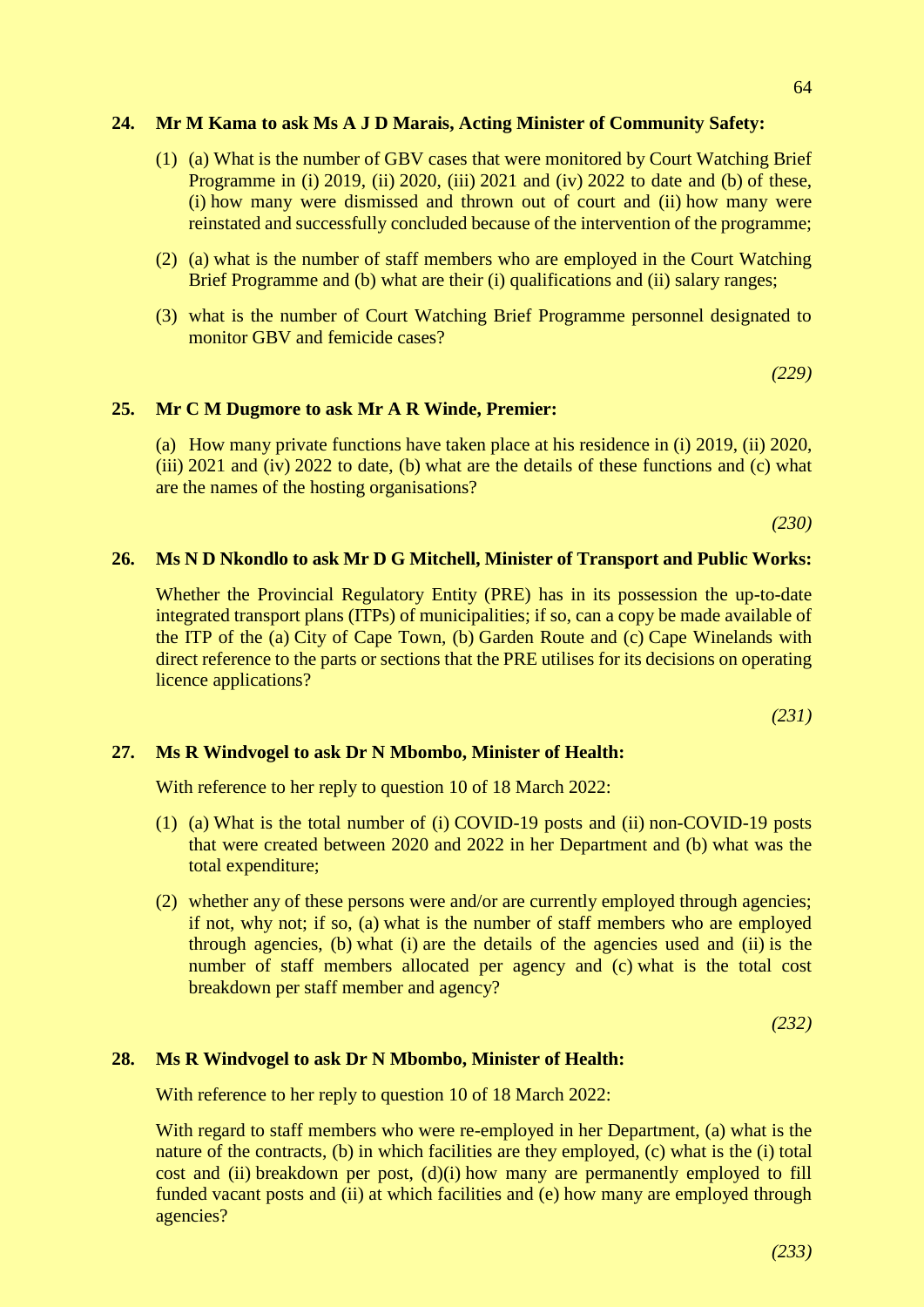**24. Mr M Kama to ask Ms A J D Marais, Acting Minister of Community Safety:**

(1) (a) What is the number of GBV cases that were monitored by Court Watching Brief Programme in (i) 2019, (ii) 2020, (iii) 2021 and (iv) 2022 to date and (b) of these, (i) how many were dismissed and thrown out of court and (ii) how many were reinstated and successfully concluded because of the intervention of the programme;

(2) (a) what is the number of staff members who are employed in the Court Watching Brief Programme and (b) what are their (i) qualifications and (ii) salary ranges;

(3) what is the number of Court Watching Brief Programme personnel designated to monitor GBV and femicide cases?

*(229)*

**25. Mr C M Dugmore to ask Mr A R Winde, Premier:**

(a) How many private functions have taken place at his residence in (i) 2019, (ii) 2020, (iii) 2021 and (iv) 2022 to date, (b) what are the details of these functions and (c) what are the names of the hosting organisations?

*(230)*

**26. Ms N D Nkondlo to ask Mr D G Mitchell, Minister of Transport and Public Works:**

Whether the Provincial Regulatory Entity (PRE) has in its possession the up-to-date integrated transport plans (ITPs) of municipalities; if so, can a copy be made available of the ITP of the (a) City of Cape Town, (b) Garden Route and (c) Cape Winelands with direct reference to the parts or sections that the PRE utilises for its decisions on operating licence applications?

*(231)*

**27. Ms R Windvogel to ask Dr N Mbombo, Minister of Health:**

With reference to her reply to question 10 of 18 March 2022:

(1) (a) What is the total number of (i) COVID-19 posts and (ii) non-COVID-19 posts that were created between 2020 and 2022 in her Department and (b) what was the total expenditure;

(2) whether any of these persons were and/or are currently employed through agencies; if not, why not; if so, (a) what is the number of staff members who are employed through agencies, (b) what (i) are the details of the agencies used and (ii) is the number of staff members allocated per agency and (c) what is the total cost breakdown per staff member and agency?

*(232)*

**28. Ms R Windvogel to ask Dr N Mbombo, Minister of Health:**

With reference to her reply to question 10 of 18 March 2022:

With regard to staff members who were re-employed in her Department, (a) what is the nature of the contracts, (b) in which facilities are they employed, (c) what is the (i) total cost and (ii) breakdown per post, (d)(i) how many are permanently employed to fill funded vacant posts and (ii) at which facilities and (e) how many are employed through agencies?

*(233)*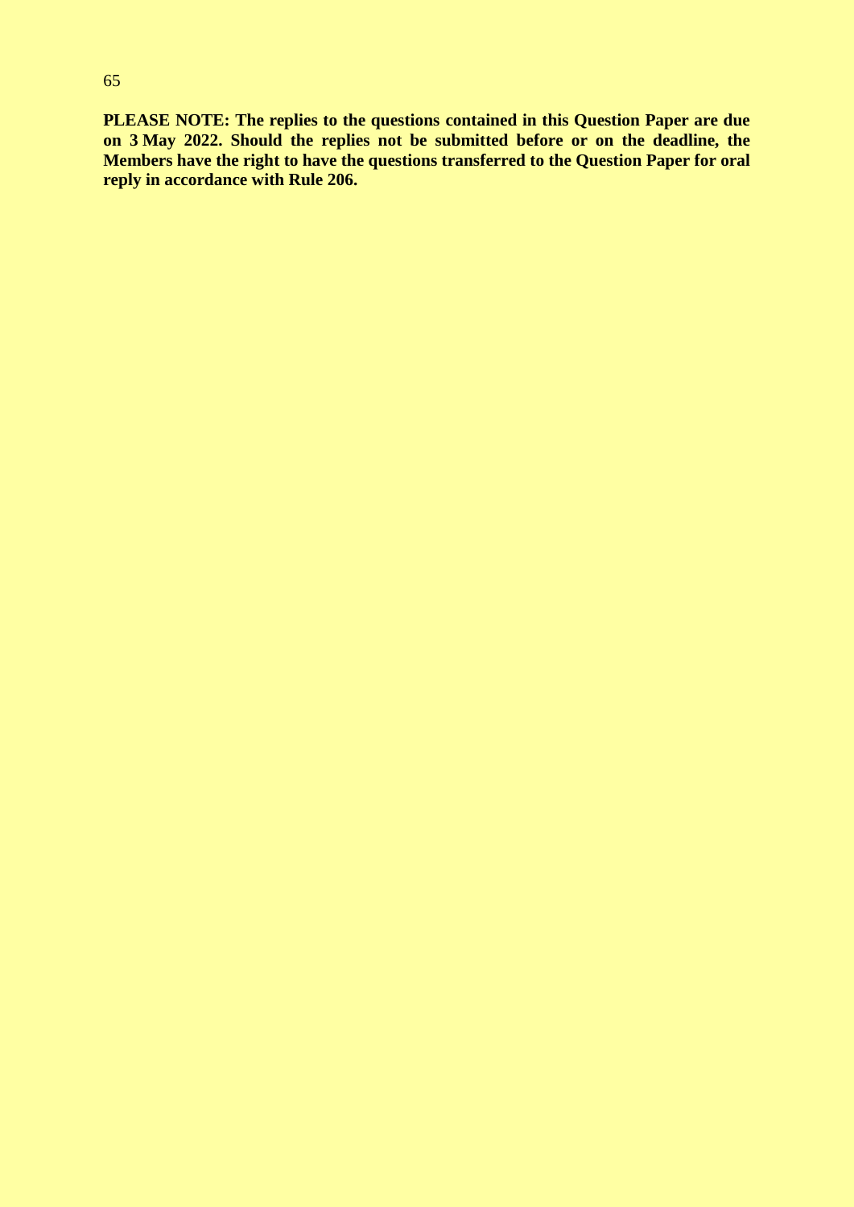**PLEASE NOTE: The replies to the questions contained in this Question Paper are due on 3 May 2022. Should the replies not be submitted before or on the deadline, the Members have the right to have the questions transferred to the Question Paper for oral reply in accordance with Rule 206.**